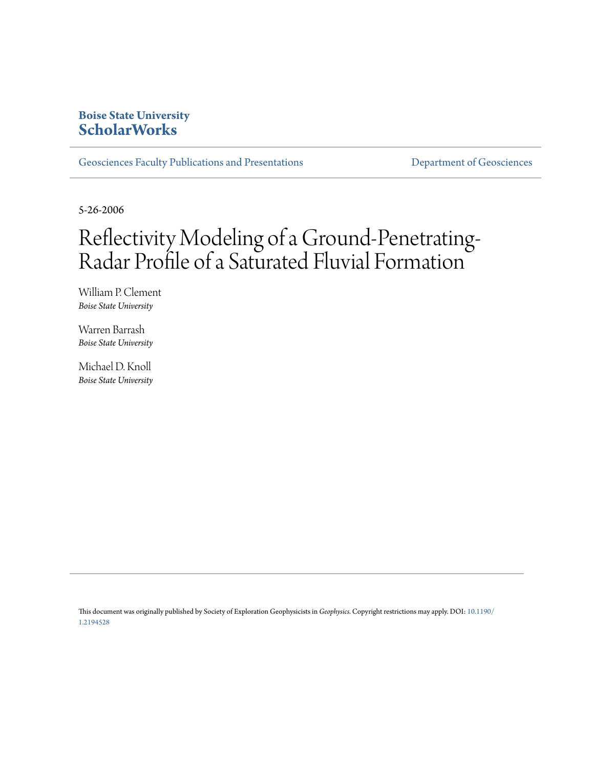**Boise State University**
**ScholarWorks**

Geosciences Faculty Publications and Presentations | Department of Geosciences

5-26-2006

# Reflectivity Modeling of a Ground-Penetrating-Radar Profile of a Saturated Fluvial Formation

William P. Clement
*Boise State University*

Warren Barrash
*Boise State University*

Michael D. Knoll
*Boise State University*

This document was originally published by Society of Exploration Geophysicists in *Geophysics*. Copyright restrictions may apply. DOI: 10.1190/1.2194528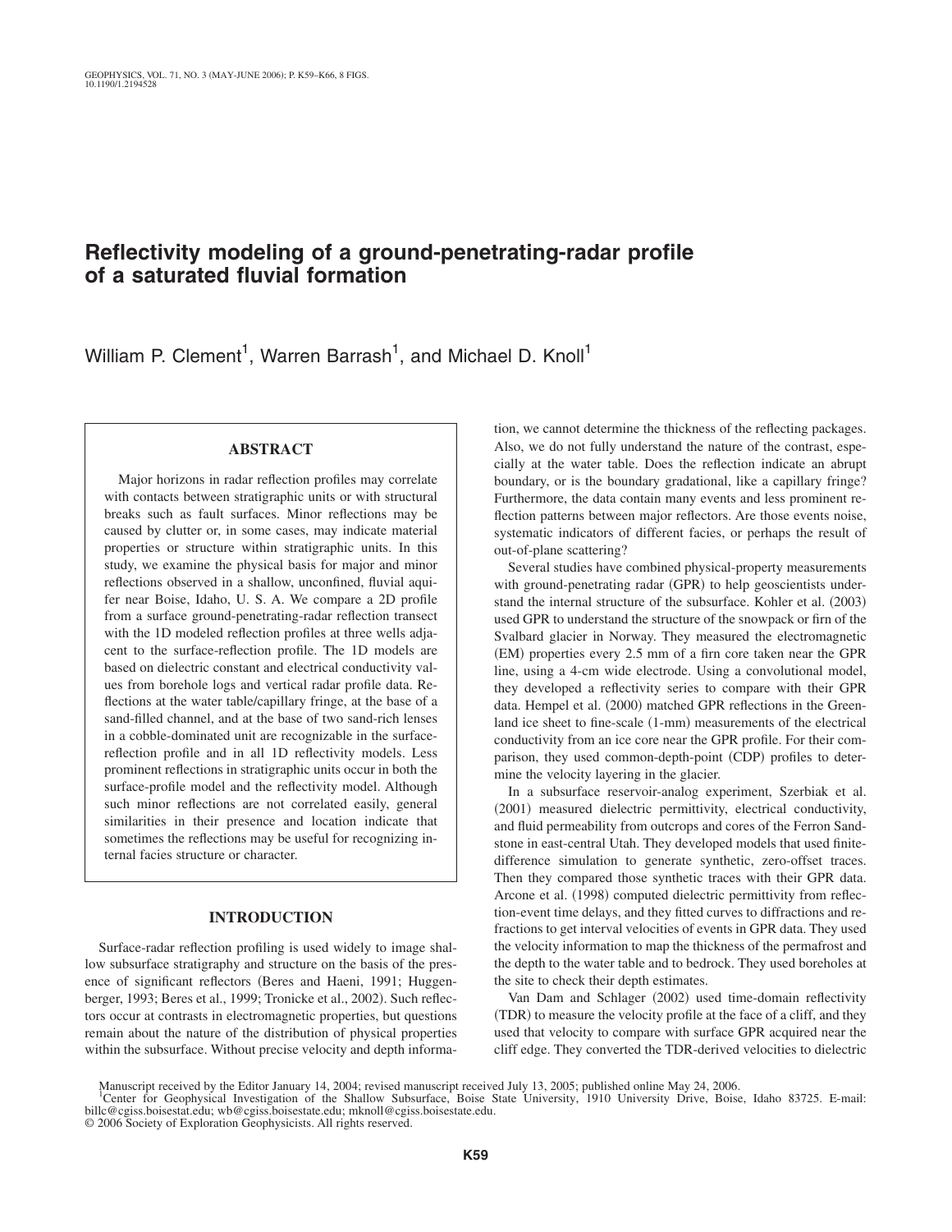# Reflectivity modeling of a ground-penetrating-radar profile of a saturated fluvial formation

William P. Clement[1], Warren Barrash[1], and Michael D. Knoll[1]

## ABSTRACT

Major horizons in radar reflection profiles may correlate with contacts between stratigraphic units or with structural breaks such as fault surfaces. Minor reflections may be caused by clutter or, in some cases, may indicate material properties or structure within stratigraphic units. In this study, we examine the physical basis for major and minor reflections observed in a shallow, unconfined, fluvial aquifer near Boise, Idaho, U. S. A. We compare a 2D profile from a surface ground-penetrating-radar reflection transect with the 1D modeled reflection profiles at three wells adjacent to the surface-reflection profile. The 1D models are based on dielectric constant and electrical conductivity values from borehole logs and vertical radar profile data. Reflections at the water table/capillary fringe, at the base of a sand-filled channel, and at the base of two sand-rich lenses in a cobble-dominated unit are recognizable in the surface-reflection profile and in all 1D reflectivity models. Less prominent reflections in stratigraphic units occur in both the surface-profile model and the reflectivity model. Although such minor reflections are not correlated easily, general similarities in their presence and location indicate that sometimes the reflections may be useful for recognizing internal facies structure or character.

## INTRODUCTION

Surface-radar reflection profiling is used widely to image shallow subsurface stratigraphy and structure on the basis of the presence of significant reflectors (Beres and Haeni, 1991; Huggenberger, 1993; Beres et al., 1999; Tronicke et al., 2002). Such reflectors occur at contrasts in electromagnetic properties, but questions remain about the nature of the distribution of physical properties within the subsurface. Without precise velocity and depth information, we cannot determine the thickness of the reflecting packages. Also, we do not fully understand the nature of the contrast, especially at the water table. Does the reflection indicate an abrupt boundary, or is the boundary gradational, like a capillary fringe? Furthermore, the data contain many events and less prominent reflection patterns between major reflectors. Are those events noise, systematic indicators of different facies, or perhaps the result of out-of-plane scattering?

Several studies have combined physical-property measurements with ground-penetrating radar (GPR) to help geoscientists understand the internal structure of the subsurface. Kohler et al. (2003) used GPR to understand the structure of the snowpack or firn of the Svalbard glacier in Norway. They measured the electromagnetic (EM) properties every 2.5 mm of a firn core taken near the GPR line, using a 4-cm wide electrode. Using a convolutional model, they developed a reflectivity series to compare with their GPR data. Hempel et al. (2000) matched GPR reflections in the Greenland ice sheet to fine-scale (1-mm) measurements of the electrical conductivity from an ice core near the GPR profile. For their comparison, they used common-depth-point (CDP) profiles to determine the velocity layering in the glacier.

In a subsurface reservoir-analog experiment, Szerbiak et al. (2001) measured dielectric permittivity, electrical conductivity, and fluid permeability from outcrops and cores of the Ferron Sandstone in east-central Utah. They developed models that used finite-difference simulation to generate synthetic, zero-offset traces. Then they compared those synthetic traces with their GPR data. Arcone et al. (1998) computed dielectric permittivity from reflection-event time delays, and they fitted curves to diffractions and refractions to get interval velocities of events in GPR data. They used the velocity information to map the thickness of the permafrost and the depth to the water table and to bedrock. They used boreholes at the site to check their depth estimates.

Van Dam and Schlager (2002) used time-domain reflectivity (TDR) to measure the velocity profile at the face of a cliff, and they used that velocity to compare with surface GPR acquired near the cliff edge. They converted the TDR-derived velocities to dielectric

Manuscript received by the Editor January 14, 2004; revised manuscript received July 13, 2005; published online May 24, 2006.

[1]Center for Geophysical Investigation of the Shallow Subsurface, Boise State University, 1910 University Drive, Boise, Idaho 83725. E-mail: billc@cgiss.boisestat.edu; wb@cgiss.boisestate.edu; mknoll@cgiss.boisestate.edu.

© 2006 Society of Exploration Geophysicists. All rights reserved.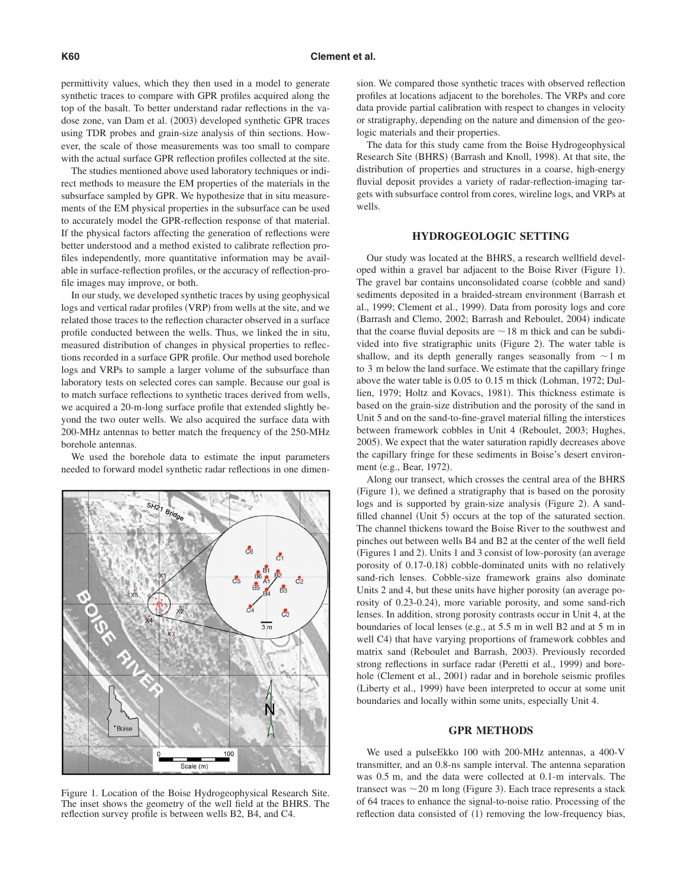permittivity values, which they then used in a model to generate synthetic traces to compare with GPR profiles acquired along the top of the basalt. To better understand radar reflections in the vadose zone, van Dam et al. (2003) developed synthetic GPR traces using TDR probes and grain-size analysis of thin sections. However, the scale of those measurements was too small to compare with the actual surface GPR reflection profiles collected at the site.

The studies mentioned above used laboratory techniques or indirect methods to measure the EM properties of the materials in the subsurface sampled by GPR. We hypothesize that in situ measurements of the EM physical properties in the subsurface can be used to accurately model the GPR-reflection response of that material. If the physical factors affecting the generation of reflections were better understood and a method existed to calibrate reflection profiles independently, more quantitative information may be available in surface-reflection profiles, or the accuracy of reflection-profile images may improve, or both.

In our study, we developed synthetic traces by using geophysical logs and vertical radar profiles (VRP) from wells at the site, and we related those traces to the reflection character observed in a surface profile conducted between the wells. Thus, we linked the in situ, measured distribution of changes in physical properties to reflections recorded in a surface GPR profile. Our method used borehole logs and VRPs to sample a larger volume of the subsurface than laboratory tests on selected cores can sample. Because our goal is to match surface reflections to synthetic traces derived from wells, we acquired a 20-m-long surface profile that extended slightly beyond the two outer wells. We also acquired the surface data with 200-MHz antennas to better match the frequency of the 250-MHz borehole antennas.

We used the borehole data to estimate the input parameters needed to forward model synthetic radar reflections in one dimension. We compared those synthetic traces with observed reflection profiles at locations adjacent to the boreholes. The VRPs and core data provide partial calibration with respect to changes in velocity or stratigraphy, depending on the nature and dimension of the geologic materials and their properties.

The data for this study came from the Boise Hydrogeophysical Research Site (BHRS) (Barrash and Knoll, 1998). At that site, the distribution of properties and structures in a coarse, high-energy fluvial deposit provides a variety of radar-reflection-imaging targets with subsurface control from cores, wireline logs, and VRPs at wells.

Figure 1. Location of the Boise Hydrogeophysical Research Site. The inset shows the geometry of the well field at the BHRS. The reflection survey profile is between wells B2, B4, and C4.

## HYDROGEOLOGIC SETTING

Our study was located at the BHRS, a research wellfield developed within a gravel bar adjacent to the Boise River (Figure 1). The gravel bar contains unconsolidated coarse (cobble and sand) sediments deposited in a braided-stream environment (Barrash et al., 1999; Clement et al., 1999). Data from porosity logs and core (Barrash and Clemo, 2002; Barrash and Reboulet, 2004) indicate that the coarse fluvial deposits are ~18 m thick and can be subdivided into five stratigraphic units (Figure 2). The water table is shallow, and its depth generally ranges seasonally from ~1 m to 3 m below the land surface. We estimate that the capillary fringe above the water table is 0.05 to 0.15 m thick (Lohman, 1972; Dullien, 1979; Holtz and Kovacs, 1981). This thickness estimate is based on the grain-size distribution and the porosity of the sand in Unit 5 and on the sand-to-fine-gravel material filling the interstices between framework cobbles in Unit 4 (Reboulet, 2003; Hughes, 2005). We expect that the water saturation rapidly decreases above the capillary fringe for these sediments in Boise's desert environment (e.g., Bear, 1972).

Along our transect, which crosses the central area of the BHRS (Figure 1), we defined a stratigraphy that is based on the porosity logs and is supported by grain-size analysis (Figure 2). A sand-filled channel (Unit 5) occurs at the top of the saturated section. The channel thickens toward the Boise River to the southwest and pinches out between wells B4 and B2 at the center of the well field (Figures 1 and 2). Units 1 and 3 consist of low-porosity (an average porosity of 0.17-0.18) cobble-dominated units with no relatively sand-rich lenses. Cobble-size framework grains also dominate Units 2 and 4, but these units have higher porosity (an average porosity of 0.23-0.24), more variable porosity, and some sand-rich lenses. In addition, strong porosity contrasts occur in Unit 4, at the boundaries of local lenses (e.g., at 5.5 m in well B2 and at 5 m in well C4) that have varying proportions of framework cobbles and matrix sand (Reboulet and Barrash, 2003). Previously recorded strong reflections in surface radar (Peretti et al., 1999) and borehole (Clement et al., 2001) radar and in borehole seismic profiles (Liberty et al., 1999) have been interpreted to occur at some unit boundaries and locally within some units, especially Unit 4.

## GPR METHODS

We used a pulseEkko 100 with 200-MHz antennas, a 400-V transmitter, and an 0.8-ns sample interval. The antenna separation was 0.5 m, and the data were collected at 0.1-m intervals. The transect was ~20 m long (Figure 3). Each trace represents a stack of 64 traces to enhance the signal-to-noise ratio. Processing of the reflection data consisted of (1) removing the low-frequency bias,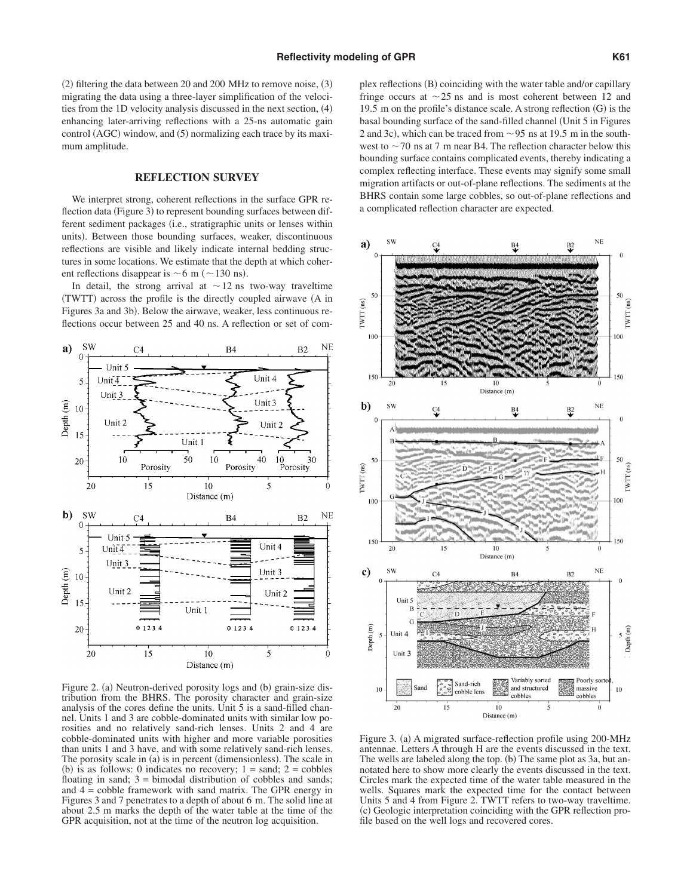(2) filtering the data between 20 and 200 MHz to remove noise, (3) migrating the data using a three-layer simplification of the velocities from the 1D velocity analysis discussed in the next section, (4) enhancing later-arriving reflections with a 25-ns automatic gain control (AGC) window, and (5) normalizing each trace by its maximum amplitude.

## REFLECTION SURVEY

We interpret strong, coherent reflections in the surface GPR reflection data (Figure 3) to represent bounding surfaces between different sediment packages (i.e., stratigraphic units or lenses within units). Between those bounding surfaces, weaker, discontinuous reflections are visible and likely indicate internal bedding structures in some locations. We estimate that the depth at which coherent reflections disappear is ~6 m (~130 ns).

In detail, the strong arrival at ~12 ns two-way traveltime (TWTT) across the profile is the directly coupled airwave (A in Figures 3a and 3b). Below the airwave, weaker, less continuous reflections occur between 25 and 40 ns. A reflection or set of complex reflections (B) coinciding with the water table and/or capillary fringe occurs at ~25 ns and is most coherent between 12 and 19.5 m on the profile's distance scale. A strong reflection (G) is the basal bounding surface of the sand-filled channel (Unit 5 in Figures 2 and 3c), which can be traced from ~95 ns at 19.5 m in the southwest to ~70 ns at 7 m near B4. The reflection character below this bounding surface contains complicated events, thereby indicating a complex reflecting interface. These events may signify some small migration artifacts or out-of-plane reflections. The sediments at the BHRS contain some large cobbles, so out-of-plane reflections and a complicated reflection character are expected.

Figure 2. (a) Neutron-derived porosity logs and (b) grain-size distribution from the BHRS. The porosity character and grain-size analysis of the cores define the units. Unit 5 is a sand-filled channel. Units 1 and 3 are cobble-dominated units with similar low porosities and no relatively sand-rich lenses. Units 2 and 4 are cobble-dominated units with higher and more variable porosities than units 1 and 3 have, and with some relatively sand-rich lenses. The porosity scale in (a) is in percent (dimensionless). The scale in (b) is as follows: 0 indicates no recovery; 1 = sand; 2 = cobbles floating in sand; 3 = bimodal distribution of cobbles and sands; and 4 = cobble framework with sand matrix. The GPR energy in Figures 3 and 7 penetrates to a depth of about 6 m. The solid line at about 2.5 m marks the depth of the water table at the time of the GPR acquisition, not at the time of the neutron log acquisition.

Figure 3. (a) A migrated surface-reflection profile using 200-MHz antennae. Letters A through H are the events discussed in the text. The wells are labeled along the top. (b) The same plot as 3a, but annotated here to show more clearly the events discussed in the text. Circles mark the expected time of the water table measured in the wells. Squares mark the expected time for the contact between Units 5 and 4 from Figure 2. TWTT refers to two-way traveltime. (c) Geologic interpretation coinciding with the GPR reflection profile based on the well logs and recovered cores.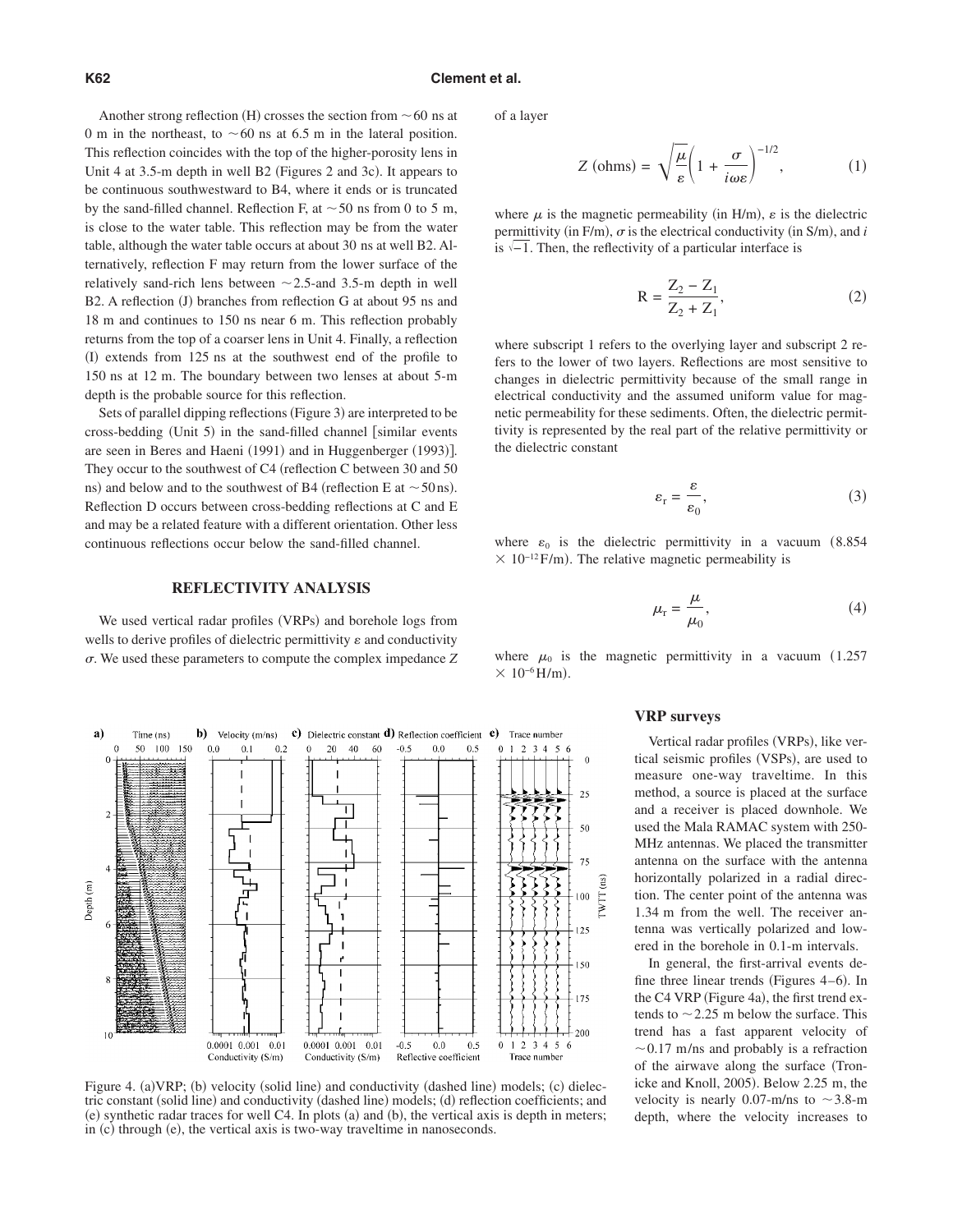Another strong reflection (H) crosses the section from ~60 ns at 0 m in the northeast, to ~60 ns at 6.5 m in the lateral position. This reflection coincides with the top of the higher-porosity lens in Unit 4 at 3.5-m depth in well B2 (Figures 2 and 3c). It appears to be continuous southwestward to B4, where it ends or is truncated by the sand-filled channel. Reflection F, at ~50 ns from 0 to 5 m, is close to the water table. This reflection may be from the water table, although the water table occurs at about 30 ns at well B2. Alternatively, reflection F may return from the lower surface of the relatively sand-rich lens between ~2.5-and 3.5-m depth in well B2. A reflection (J) branches from reflection G at about 95 ns and 18 m and continues to 150 ns near 6 m. This reflection probably returns from the top of a coarser lens in Unit 4. Finally, a reflection (I) extends from 125 ns at the southwest end of the profile to 150 ns at 12 m. The boundary between two lenses at about 5-m depth is the probable source for this reflection.

Sets of parallel dipping reflections (Figure 3) are interpreted to be cross-bedding (Unit 5) in the sand-filled channel [similar events are seen in Beres and Haeni (1991) and in Huggenberger (1993)]. They occur to the southwest of C4 (reflection C between 30 and 50 ns) and below and to the southwest of B4 (reflection E at ~50 ns). Reflection D occurs between cross-bedding reflections at C and E and may be a related feature with a different orientation. Other less continuous reflections occur below the sand-filled channel.

## REFLECTIVITY ANALYSIS

We used vertical radar profiles (VRPs) and borehole logs from wells to derive profiles of dielectric permittivity $\varepsilon$ and conductivity $\sigma$. We used these parameters to compute the complex impedance $Z$ of a layer

$$Z\text{ (ohms)} = \sqrt{\frac{\mu}{\varepsilon}}\left(1 + \frac{\sigma}{i\omega\varepsilon}\right)^{-1/2}, \tag{1}$$

where $\mu$ is the magnetic permeability (in H/m), $\varepsilon$ is the dielectric permittivity (in F/m), $\sigma$ is the electrical conductivity (in S/m), and $i$ is $\sqrt{-1}$. Then, the reflectivity of a particular interface is

$$\mathrm{R} = \frac{\mathrm{Z}_2 - \mathrm{Z}_1}{\mathrm{Z}_2 + \mathrm{Z}_1}, \tag{2}$$

where subscript 1 refers to the overlying layer and subscript 2 refers to the lower of two layers. Reflections are most sensitive to changes in dielectric permittivity because of the small range in electrical conductivity and the assumed uniform value for magnetic permeability for these sediments. Often, the dielectric permittivity is represented by the real part of the relative permittivity or the dielectric constant

$$\varepsilon_r = \frac{\varepsilon}{\varepsilon_0}, \tag{3}$$

where $\varepsilon_0$ is the dielectric permittivity in a vacuum $(8.854 \times 10^{-12}\,\mathrm{F/m})$. The relative magnetic permeability is

$$\mu_r = \frac{\mu}{\mu_0}, \tag{4}$$

where $\mu_0$ is the magnetic permittivity in a vacuum $(1.257 \times 10^{-6}\,\mathrm{H/m})$.

Figure 4. (a)VRP; (b) velocity (solid line) and conductivity (dashed line) models; (c) dielectric constant (solid line) and conductivity (dashed line) models; (d) reflection coefficients; and (e) synthetic radar traces for well C4. In plots (a) and (b), the vertical axis is depth in meters; in (c) through (e), the vertical axis is two-way traveltime in nanoseconds.

### VRP surveys

Vertical radar profiles (VRPs), like vertical seismic profiles (VSPs), are used to measure one-way traveltime. In this method, a source is placed at the surface and a receiver is placed downhole. We used the Mala RAMAC system with 250-MHz antennas. We placed the transmitter antenna on the surface with the antenna horizontally polarized in a radial direction. The center point of the antenna was 1.34 m from the well. The receiver antenna was vertically polarized and lowered in the borehole in 0.1-m intervals.

In general, the first-arrival events define three linear trends (Figures 4–6). In the C4 VRP (Figure 4a), the first trend extends to ~2.25 m below the surface. This trend has a fast apparent velocity of ~0.17 m/ns and probably is a refraction of the airwave along the surface (Tronicke and Knoll, 2005). Below 2.25 m, the velocity is nearly 0.07-m/ns to ~3.8-m depth, where the velocity increases to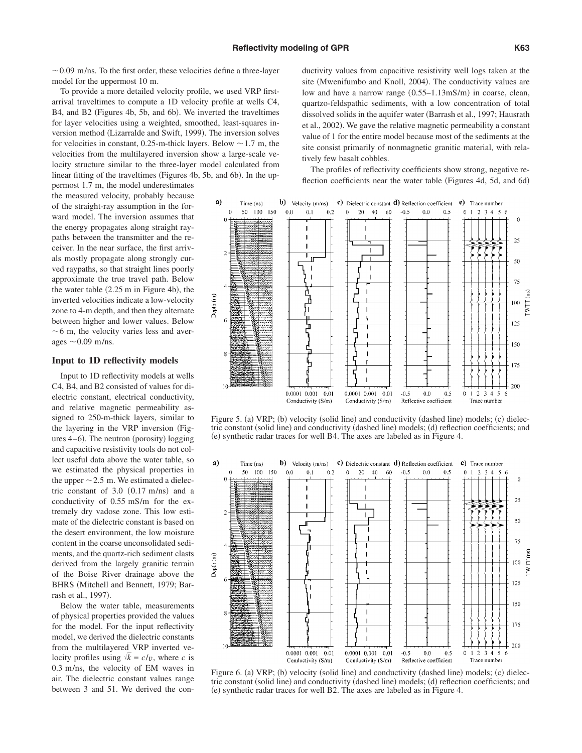~0.09 m/ns. To the first order, these velocities define a three-layer model for the uppermost 10 m.

To provide a more detailed velocity profile, we used VRP first-arrival traveltimes to compute a 1D velocity profile at wells C4, B4, and B2 (Figures 4b, 5b, and 6b). We inverted the traveltimes for layer velocities using a weighted, smoothed, least-squares inversion method (Lizarralde and Swift, 1999). The inversion solves for velocities in constant, 0.25-m-thick layers. Below ~1.7 m, the velocities from the multilayered inversion show a large-scale velocity structure similar to the three-layer model calculated from linear fitting of the traveltimes (Figures 4b, 5b, and 6b). In the uppermost 1.7 m, the model underestimates the measured velocity, probably because of the straight-ray assumption in the forward model. The inversion assumes that the energy propagates along straight raypaths between the transmitter and the receiver. In the near surface, the first arrivals mostly propagate along strongly curved raypaths, so that straight lines poorly approximate the true travel path. Below the water table (2.25 m in Figure 4b), the inverted velocities indicate a low-velocity zone to 4-m depth, and then they alternate between higher and lower values. Below ~6 m, the velocity varies less and averages ~0.09 m/ns.

### Input to 1D reflectivity models

Input to 1D reflectivity models at wells C4, B4, and B2 consisted of values for dielectric constant, electrical conductivity, and relative magnetic permeability assigned to 250-m-thick layers, similar to the layering in the VRP inversion (Figures 4–6). The neutron (porosity) logging and capacitive resistivity tools do not collect useful data above the water table, so we estimated the physical properties in the upper ~2.5 m. We estimated a dielectric constant of 3.0 (0.17 m/ns) and a conductivity of 0.55 mS/m for the extremely dry vadose zone. This low estimate of the dielectric constant is based on the desert environment, the low moisture content in the coarse unconsolidated sediments, and the quartz-rich sediment clasts derived from the largely granitic terrain of the Boise River drainage above the BHRS (Mitchell and Bennett, 1979; Barrash et al., 1997).

Below the water table, measurements of physical properties provided the values for the model. For the input reflectivity model, we derived the dielectric constants from the multilayered VRP inverted velocity profiles using $\sqrt{k} = c/v$, where $c$ is 0.3 m/ns, the velocity of EM waves in air. The dielectric constant values range between 3 and 51. We derived the conductivity values from capacitive resistivity well logs taken at the site (Mwenifumbo and Knoll, 2004). The conductivity values are low and have a narrow range (0.55–1.13mS/m) in coarse, clean, quartzo-feldspathic sediments, with a low concentration of total dissolved solids in the aquifer water (Barrash et al., 1997; Hausrath et al., 2002). We gave the relative magnetic permeability a constant value of 1 for the entire model because most of the sediments at the site consist primarily of nonmagnetic granitic material, with relatively few basalt cobbles.

The profiles of reflectivity coefficients show strong, negative reflection coefficients near the water table (Figures 4d, 5d, and 6d)

Figure 5. (a) VRP; (b) velocity (solid line) and conductivity (dashed line) models; (c) dielectric constant (solid line) and conductivity (dashed line) models; (d) reflection coefficients; and (e) synthetic radar traces for well B4. The axes are labeled as in Figure 4.

Figure 6. (a) VRP; (b) velocity (solid line) and conductivity (dashed line) models; (c) dielectric constant (solid line) and conductivity (dashed line) models; (d) reflection coefficients; and (e) synthetic radar traces for well B2. The axes are labeled as in Figure 4.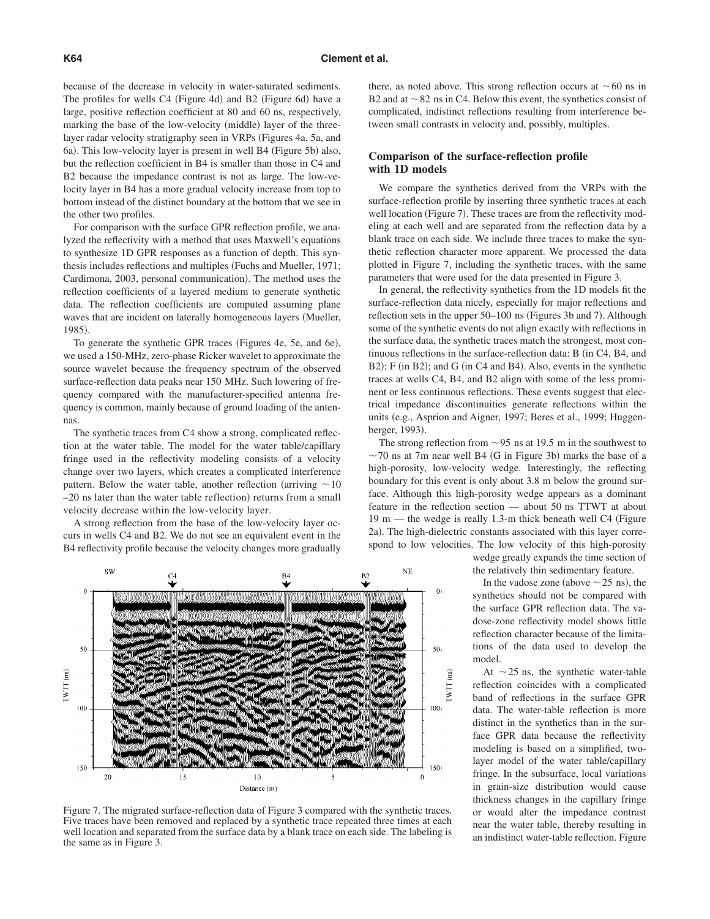because of the decrease in velocity in water-saturated sediments. The profiles for wells C4 (Figure 4d) and B2 (Figure 6d) have a large, positive reflection coefficient at 80 and 60 ns, respectively, marking the base of the low-velocity (middle) layer of the three-layer radar velocity stratigraphy seen in VRPs (Figures 4a, 5a, and 6a). This low-velocity layer is present in well B4 (Figure 5b) also, but the reflection coefficient in B4 is smaller than those in C4 and B2 because the impedance contrast is not as large. The low-velocity layer in B4 has a more gradual velocity increase from top to bottom instead of the distinct boundary at the bottom that we see in the other two profiles.

For comparison with the surface GPR reflection profile, we analyzed the reflectivity with a method that uses Maxwell's equations to synthesize 1D GPR responses as a function of depth. This synthesis includes reflections and multiples (Fuchs and Mueller, 1971; Cardimona, 2003, personal communication). The method uses the reflection coefficients of a layered medium to generate synthetic data. The reflection coefficients are computed assuming plane waves that are incident on laterally homogeneous layers (Mueller, 1985).

To generate the synthetic GPR traces (Figures 4e, 5e, and 6e), we used a 150-MHz, zero-phase Ricker wavelet to approximate the source wavelet because the frequency spectrum of the observed surface-reflection data peaks near 150 MHz. Such lowering of frequency compared with the manufacturer-specified antenna frequency is common, mainly because of ground loading of the antennas.

The synthetic traces from C4 show a strong, complicated reflection at the water table. The model for the water table/capillary fringe used in the reflectivity modeling consists of a velocity change over two layers, which creates a complicated interference pattern. Below the water table, another reflection (arriving ~10–20 ns later than the water table reflection) returns from a small velocity decrease within the low-velocity layer.

A strong reflection from the base of the low-velocity layer occurs in wells C4 and B2. We do not see an equivalent event in the B4 reflectivity profile because the velocity changes more gradually there, as noted above. This strong reflection occurs at ~60 ns in B2 and at ~82 ns in C4. Below this event, the synthetics consist of complicated, indistinct reflections resulting from interference between small contrasts in velocity and, possibly, multiples.

### Comparison of the surface-reflection profile with 1D models

We compare the synthetics derived from the VRPs with the surface-reflection profile by inserting three synthetic traces at each well location (Figure 7). These traces are from the reflectivity modeling at each well and are separated from the reflection data by a blank trace on each side. We include three traces to make the synthetic reflection character more apparent. We processed the data plotted in Figure 7, including the synthetic traces, with the same parameters that were used for the data presented in Figure 3.

In general, the reflectivity synthetics from the 1D models fit the surface-reflection data nicely, especially for major reflections and reflection sets in the upper 50–100 ns (Figures 3b and 7). Although some of the synthetic events do not align exactly with reflections in the surface data, the synthetic traces match the strongest, most continuous reflections in the surface-reflection data: B (in C4, B4, and B2); F (in B2); and G (in C4 and B4). Also, events in the synthetic traces at wells C4, B4, and B2 align with some of the less prominent or less continuous reflections. These events suggest that electrical impedance discontinuities generate reflections within the units (e.g., Asprion and Aigner, 1997; Beres et al., 1999; Huggenberger, 1993).

The strong reflection from ~95 ns at 19.5 m in the southwest to ~70 ns at 7m near well B4 (G in Figure 3b) marks the base of a high-porosity, low-velocity wedge. Interestingly, the reflecting boundary for this event is only about 3.8 m below the ground surface. Although this high-porosity wedge appears as a dominant feature in the reflection section — about 50 ns TTWT at about 19 m — the wedge is really 1.3-m thick beneath well C4 (Figure 2a). The high-dielectric constants associated with this layer correspond to low velocities. The low velocity of this high-porosity wedge greatly expands the time section of the relatively thin sedimentary feature.

In the vadose zone (above ~25 ns), the synthetics should not be compared with the surface GPR reflection data. The vadose-zone reflectivity model shows little reflection character because of the limitations of the data used to develop the model.

At ~25 ns, the synthetic water-table reflection coincides with a complicated band of reflections in the surface GPR data. The water-table reflection is more distinct in the synthetics than in the surface GPR data because the reflectivity modeling is based on a simplified, two-layer model of the water table/capillary fringe. In the subsurface, local variations in grain-size distribution would cause thickness changes in the capillary fringe or would alter the impedance contrast near the water table, thereby resulting in an indistinct water-table reflection. Figure

Figure 7. The migrated surface-reflection data of Figure 3 compared with the synthetic traces. Five traces have been removed and replaced by a synthetic trace repeated three times at each well location and separated from the surface data by a blank trace on each side. The labeling is the same as in Figure 3.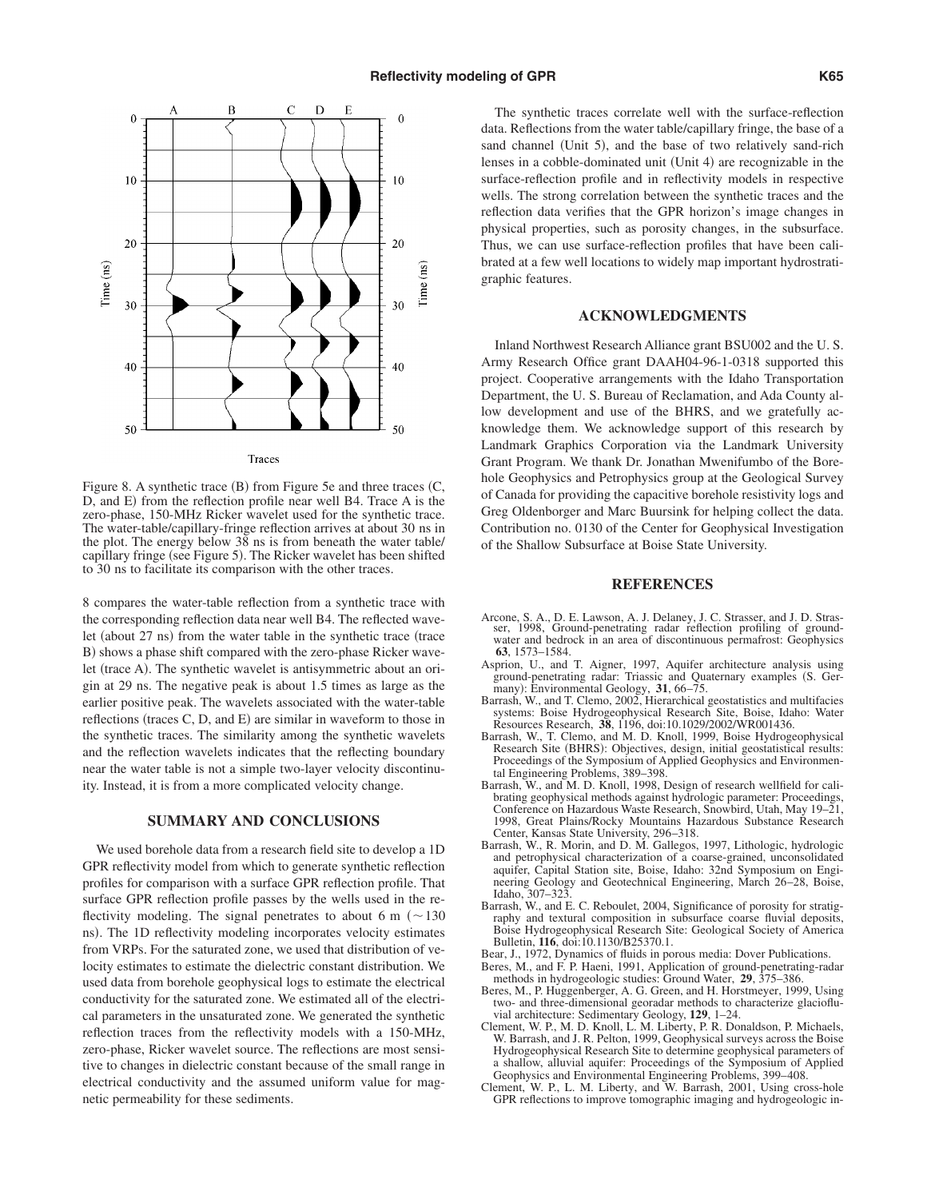Figure 8. A synthetic trace (B) from Figure 5e and three traces (C, D, and E) from the reflection profile near well B4. Trace A is the zero-phase, 150-MHz Ricker wavelet used for the synthetic trace. The water-table/capillary-fringe reflection arrives at about 30 ns in the plot. The energy below 38 ns is from beneath the water table/capillary fringe (see Figure 5). The Ricker wavelet has been shifted to 30 ns to facilitate its comparison with the other traces.

8 compares the water-table reflection from a synthetic trace with the corresponding reflection data near well B4. The reflected wavelet (about 27 ns) from the water table in the synthetic trace (trace B) shows a phase shift compared with the zero-phase Ricker wavelet (trace A). The synthetic wavelet is antisymmetric about an origin at 29 ns. The negative peak is about 1.5 times as large as the earlier positive peak. The wavelets associated with the water-table reflections (traces C, D, and E) are similar in waveform to those in the synthetic traces. The similarity among the synthetic wavelets and the reflection wavelets indicates that the reflecting boundary near the water table is not a simple two-layer velocity discontinuity. Instead, it is from a more complicated velocity change.

## SUMMARY AND CONCLUSIONS

We used borehole data from a research field site to develop a 1D GPR reflectivity model from which to generate synthetic reflection profiles for comparison with a surface GPR reflection profile. That surface GPR reflection profile passes by the wells used in the reflectivity modeling. The signal penetrates to about 6 m (~130 ns). The 1D reflectivity modeling incorporates velocity estimates from VRPs. For the saturated zone, we used that distribution of velocity estimates to estimate the dielectric constant distribution. We used data from borehole geophysical logs to estimate the electrical conductivity for the saturated zone. We estimated all of the electrical parameters in the unsaturated zone. We generated the synthetic reflection traces from the reflectivity models with a 150-MHz, zero-phase, Ricker wavelet source. The reflections are most sensitive to changes in dielectric constant because of the small range in electrical conductivity and the assumed uniform value for magnetic permeability for these sediments.

The synthetic traces correlate well with the surface-reflection data. Reflections from the water table/capillary fringe, the base of a sand channel (Unit 5), and the base of two relatively sand-rich lenses in a cobble-dominated unit (Unit 4) are recognizable in the surface-reflection profile and in reflectivity models in respective wells. The strong correlation between the synthetic traces and the reflection data verifies that the GPR horizon's image changes in physical properties, such as porosity changes, in the subsurface. Thus, we can use surface-reflection profiles that have been calibrated at a few well locations to widely map important hydrostratigraphic features.

## ACKNOWLEDGMENTS

Inland Northwest Research Alliance grant BSU002 and the U. S. Army Research Office grant DAAH04-96-1-0318 supported this project. Cooperative arrangements with the Idaho Transportation Department, the U. S. Bureau of Reclamation, and Ada County allow development and use of the BHRS, and we gratefully acknowledge them. We acknowledge support of this research by Landmark Graphics Corporation via the Landmark University Grant Program. We thank Dr. Jonathan Mwenifumbo of the Borehole Geophysics and Petrophysics group at the Geological Survey of Canada for providing the capacitive borehole resistivity logs and Greg Oldenborger and Marc Buursink for helping collect the data. Contribution no. 0130 of the Center for Geophysical Investigation of the Shallow Subsurface at Boise State University.

## REFERENCES

Arcone, S. A., D. E. Lawson, A. J. Delaney, J. C. Strasser, and J. D. Strasser, 1998, Ground-penetrating radar reflection profiling of groundwater and bedrock in an area of discontinuous permafrost: Geophysics **63**, 1573–1584.

Asprion, U., and T. Aigner, 1997, Aquifer architecture analysis using ground-penetrating radar: Triassic and Quaternary examples (S. Germany): Environmental Geology, **31**, 66–75.

Barrash, W., and T. Clemo, 2002, Hierarchical geostatistics and multifacies systems: Boise Hydrogeophysical Research Site, Boise, Idaho: Water Resources Research, **38**, 1196, doi:10.1029/2002/WR001436.

Barrash, W., T. Clemo, and M. D. Knoll, 1999, Boise Hydrogeophysical Research Site (BHRS): Objectives, design, initial geostatistical results: Proceedings of the Symposium of Applied Geophysics and Environmental Engineering Problems, 389–398.

Barrash, W., and M. D. Knoll, 1998, Design of research wellfield for calibrating geophysical methods against hydrologic parameter: Proceedings, Conference on Hazardous Waste Research, Snowbird, Utah, May 19–21, 1998, Great Plains/Rocky Mountains Hazardous Substance Research Center, Kansas State University, 296–318.

Barrash, W., R. Morin, and D. M. Gallegos, 1997, Lithologic, hydrologic and petrophysical characterization of a coarse-grained, unconsolidated aquifer, Capital Station site, Boise, Idaho: 32nd Symposium on Engineering Geology and Geotechnical Engineering, March 26–28, Boise, Idaho, 307–323.

Barrash, W., and E. C. Reboulet, 2004, Significance of porosity for stratigraphy and textural composition in subsurface coarse fluvial deposits, Boise Hydrogeophysical Research Site: Geological Society of America Bulletin, **116**, doi:10.1130/B25370.1.

Bear, J., 1972, Dynamics of fluids in porous media: Dover Publications.

Beres, M., and F. P. Haeni, 1991, Application of ground-penetrating-radar methods in hydrogeologic studies: Ground Water, **29**, 375–386.

Beres, M., P. Huggenberger, A. G. Green, and H. Horstmeyer, 1999, Using two- and three-dimensional georadar methods to characterize glaciofluvial architecture: Sedimentary Geology, **129**, 1–24.

Clement, W. P., M. D. Knoll, L. M. Liberty, P. R. Donaldson, P. Michaels, W. Barrash, and J. R. Pelton, 1999, Geophysical surveys across the Boise Hydrogeophysical Research Site to determine geophysical parameters of a shallow, alluvial aquifer: Proceedings of the Symposium of Applied Geophysics and Environmental Engineering Problems, 399–408.

Clement, W. P., L. M. Liberty, and W. Barrash, 2001, Using cross-hole GPR reflections to improve tomographic imaging and hydrogeologic in-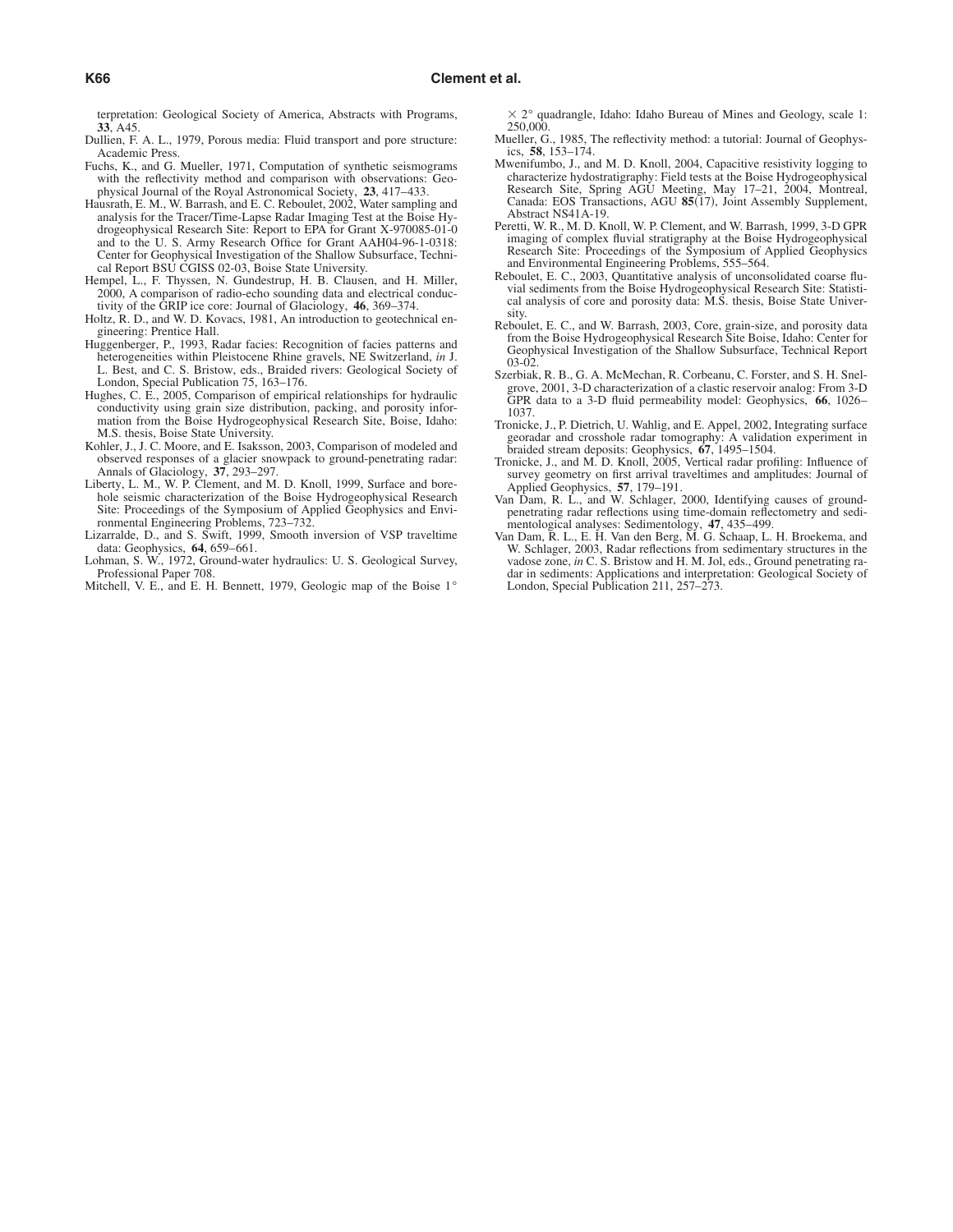terpretation: Geological Society of America, Abstracts with Programs, **33**, A45.

Dullien, F. A. L., 1979, Porous media: Fluid transport and pore structure: Academic Press.

Fuchs, K., and G. Mueller, 1971, Computation of synthetic seismograms with the reflectivity method and comparison with observations: Geophysical Journal of the Royal Astronomical Society, **23**, 417–433.

Hausrath, E. M., W. Barrash, and E. C. Reboulet, 2002, Water sampling and analysis for the Tracer/Time-Lapse Radar Imaging Test at the Boise Hydrogeophysical Research Site: Report to EPA for Grant X-970085-01-0 and to the U. S. Army Research Office for Grant AAH04-96-1-0318: Center for Geophysical Investigation of the Shallow Subsurface, Technical Report BSU CGISS 02-03, Boise State University.

Hempel, L., F. Thyssen, N. Gundestrup, H. B. Clausen, and H. Miller, 2000, A comparison of radio-echo sounding data and electrical conductivity of the GRIP ice core: Journal of Glaciology, **46**, 369–374.

Holtz, R. D., and W. D. Kovacs, 1981, An introduction to geotechnical engineering: Prentice Hall.

Huggenberger, P., 1993, Radar facies: Recognition of facies patterns and heterogeneities within Pleistocene Rhine gravels, NE Switzerland, *in* J. L. Best, and C. S. Bristow, eds., Braided rivers: Geological Society of London, Special Publication 75, 163–176.

Hughes, C. E., 2005, Comparison of empirical relationships for hydraulic conductivity using grain size distribution, packing, and porosity information from the Boise Hydrogeophysical Research Site, Boise, Idaho: M.S. thesis, Boise State University.

Kohler, J., J. C. Moore, and E. Isaksson, 2003, Comparison of modeled and observed responses of a glacier snowpack to ground-penetrating radar: Annals of Glaciology, **37**, 293–297.

Liberty, L. M., W. P. Clement, and M. D. Knoll, 1999, Surface and borehole seismic characterization of the Boise Hydrogeophysical Research Site: Proceedings of the Symposium of Applied Geophysics and Environmental Engineering Problems, 723–732.

Lizarralde, D., and S. Swift, 1999, Smooth inversion of VSP traveltime data: Geophysics, **64**, 659–661.

Lohman, S. W., 1972, Ground-water hydraulics: U. S. Geological Survey, Professional Paper 708.

Mitchell, V. E., and E. H. Bennett, 1979, Geologic map of the Boise 1° × 2° quadrangle, Idaho: Idaho Bureau of Mines and Geology, scale 1: 250,000.

Mueller, G., 1985, The reflectivity method: a tutorial: Journal of Geophysics, **58**, 153–174.

Mwenifumbo, J., and M. D. Knoll, 2004, Capacitive resistivity logging to characterize hydostratigraphy: Field tests at the Boise Hydrogeophysical Research Site, Spring AGU Meeting, May 17–21, 2004, Montreal, Canada: EOS Transactions, AGU **85**(17), Joint Assembly Supplement, Abstract NS41A-19.

Peretti, W. R., M. D. Knoll, W. P. Clement, and W. Barrash, 1999, 3-D GPR imaging of complex fluvial stratigraphy at the Boise Hydrogeophysical Research Site: Proceedings of the Symposium of Applied Geophysics and Environmental Engineering Problems, 555–564.

Reboulet, E. C., 2003, Quantitative analysis of unconsolidated coarse fluvial sediments from the Boise Hydrogeophysical Research Site: Statistical analysis of core and porosity data: M.S. thesis, Boise State University.

Reboulet, E. C., and W. Barrash, 2003, Core, grain-size, and porosity data from the Boise Hydrogeophysical Research Site Boise, Idaho: Center for Geophysical Investigation of the Shallow Subsurface, Technical Report 03-02.

Szerbiak, R. B., G. A. McMechan, R. Corbeanu, C. Forster, and S. H. Snelgrove, 2001, 3-D characterization of a clastic reservoir analog: From 3-D GPR data to a 3-D fluid permeability model: Geophysics, **66**, 1026–1037.

Tronicke, J., P. Dietrich, U. Wahlig, and E. Appel, 2002, Integrating surface georadar and crosshole radar tomography: A validation experiment in braided stream deposits: Geophysics, **67**, 1495–1504.

Tronicke, J., and M. D. Knoll, 2005, Vertical radar profiling: Influence of survey geometry on first arrival traveltimes and amplitudes: Journal of Applied Geophysics, **57**, 179–191.

Van Dam, R. L., and W. Schlager, 2000, Identifying causes of ground-penetrating radar reflections using time-domain reflectometry and sedimentological analyses: Sedimentology, **47**, 435–499.

Van Dam, R. L., E. H. Van den Berg, M. G. Schaap, L. H. Broekema, and W. Schlager, 2003, Radar reflections from sedimentary structures in the vadose zone, *in* C. S. Bristow and H. M. Jol, eds., Ground penetrating radar in sediments: Applications and interpretation: Geological Society of London, Special Publication 211, 257–273.